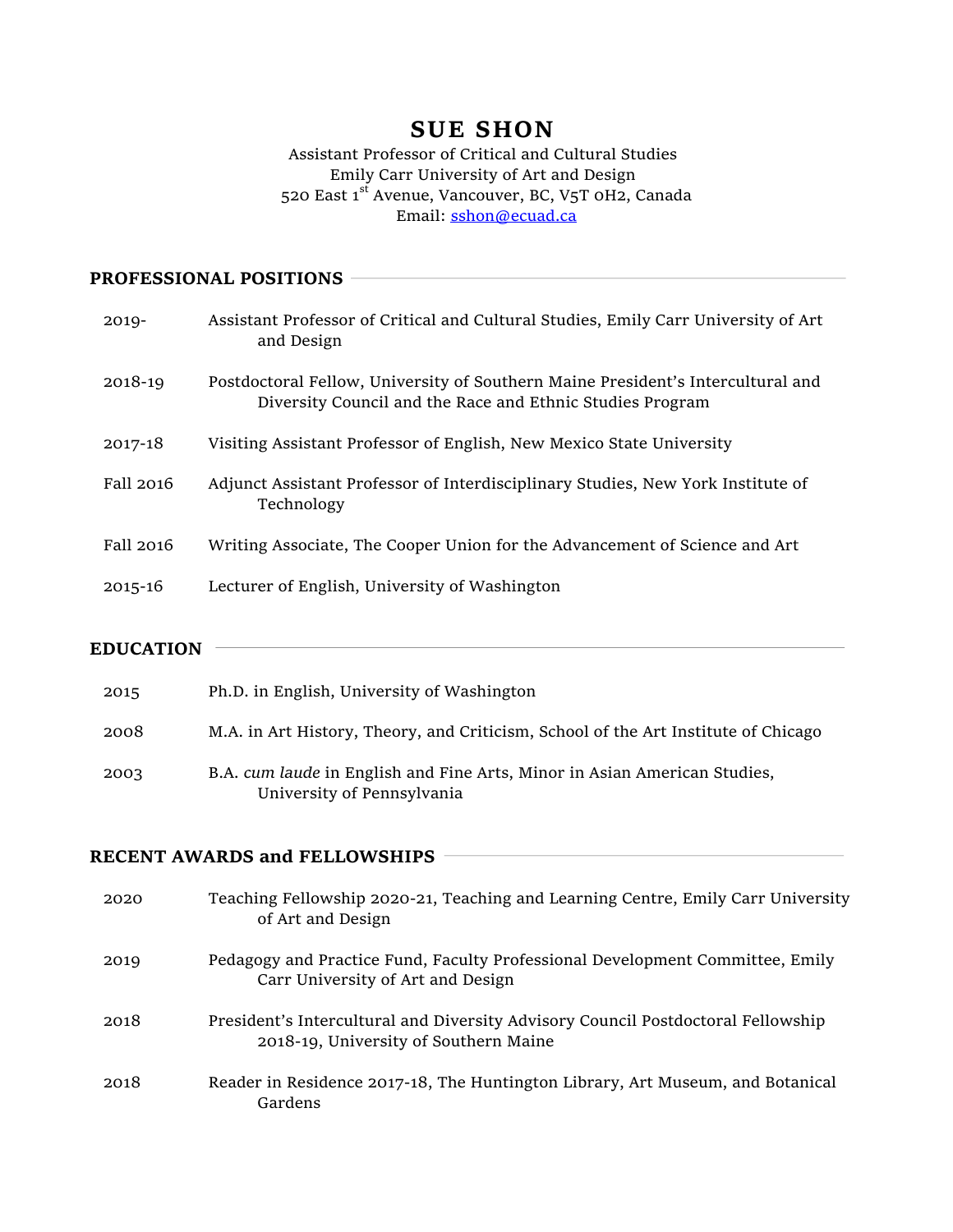# SUE SHON

Assistant Professor of Critical and Cultural Studies
Emily Carr University of Art and Design
520 East 1st Avenue, Vancouver, BC, V5T 0H2, Canada
Email: sshon@ecuad.ca

## PROFESSIONAL POSITIONS

2019- Assistant Professor of Critical and Cultural Studies, Emily Carr University of Art and Design

2018-19 Postdoctoral Fellow, University of Southern Maine President's Intercultural and Diversity Council and the Race and Ethnic Studies Program

2017-18 Visiting Assistant Professor of English, New Mexico State University

Fall 2016 Adjunct Assistant Professor of Interdisciplinary Studies, New York Institute of Technology

Fall 2016 Writing Associate, The Cooper Union for the Advancement of Science and Art

2015-16 Lecturer of English, University of Washington

## EDUCATION

2015 Ph.D. in English, University of Washington

2008 M.A. in Art History, Theory, and Criticism, School of the Art Institute of Chicago

2003 B.A. *cum laude* in English and Fine Arts, Minor in Asian American Studies, University of Pennsylvania

## RECENT AWARDS and FELLOWSHIPS

2020 Teaching Fellowship 2020-21, Teaching and Learning Centre, Emily Carr University of Art and Design

2019 Pedagogy and Practice Fund, Faculty Professional Development Committee, Emily Carr University of Art and Design

2018 President's Intercultural and Diversity Advisory Council Postdoctoral Fellowship 2018-19, University of Southern Maine

2018 Reader in Residence 2017-18, The Huntington Library, Art Museum, and Botanical Gardens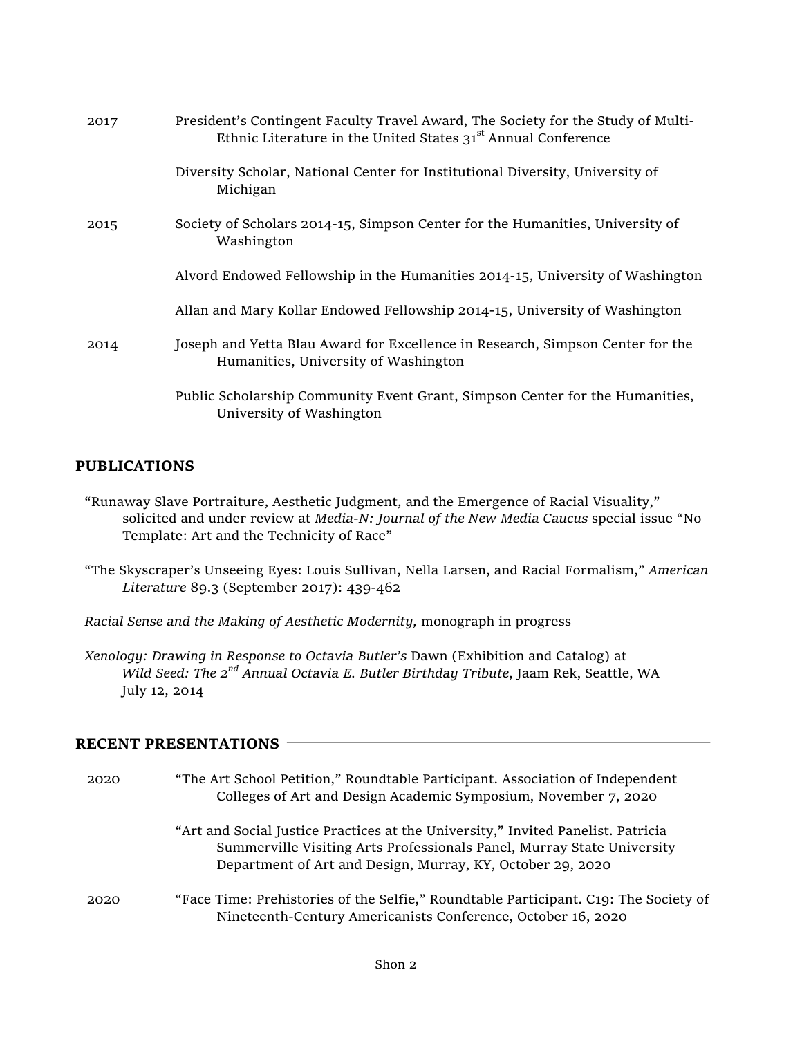2017 President's Contingent Faculty Travel Award, The Society for the Study of Multi-Ethnic Literature in the United States 31st Annual Conference

Diversity Scholar, National Center for Institutional Diversity, University of Michigan

2015 Society of Scholars 2014-15, Simpson Center for the Humanities, University of Washington

Alvord Endowed Fellowship in the Humanities 2014-15, University of Washington

Allan and Mary Kollar Endowed Fellowship 2014-15, University of Washington

2014 Joseph and Yetta Blau Award for Excellence in Research, Simpson Center for the Humanities, University of Washington

Public Scholarship Community Event Grant, Simpson Center for the Humanities, University of Washington

## PUBLICATIONS

"Runaway Slave Portraiture, Aesthetic Judgment, and the Emergence of Racial Visuality," solicited and under review at *Media-N: Journal of the New Media Caucus* special issue "No Template: Art and the Technicity of Race"

"The Skyscraper's Unseeing Eyes: Louis Sullivan, Nella Larsen, and Racial Formalism," *American Literature* 89.3 (September 2017): 439-462

*Racial Sense and the Making of Aesthetic Modernity,* monograph in progress

*Xenology: Drawing in Response to Octavia Butler's* Dawn (Exhibition and Catalog) at *Wild Seed: The 2nd Annual Octavia E. Butler Birthday Tribute*, Jaam Rek, Seattle, WA July 12, 2014

## RECENT PRESENTATIONS

2020 "The Art School Petition," Roundtable Participant. Association of Independent Colleges of Art and Design Academic Symposium, November 7, 2020

"Art and Social Justice Practices at the University," Invited Panelist. Patricia Summerville Visiting Arts Professionals Panel, Murray State University Department of Art and Design, Murray, KY, October 29, 2020

2020 "Face Time: Prehistories of the Selfie," Roundtable Participant. C19: The Society of Nineteenth-Century Americanists Conference, October 16, 2020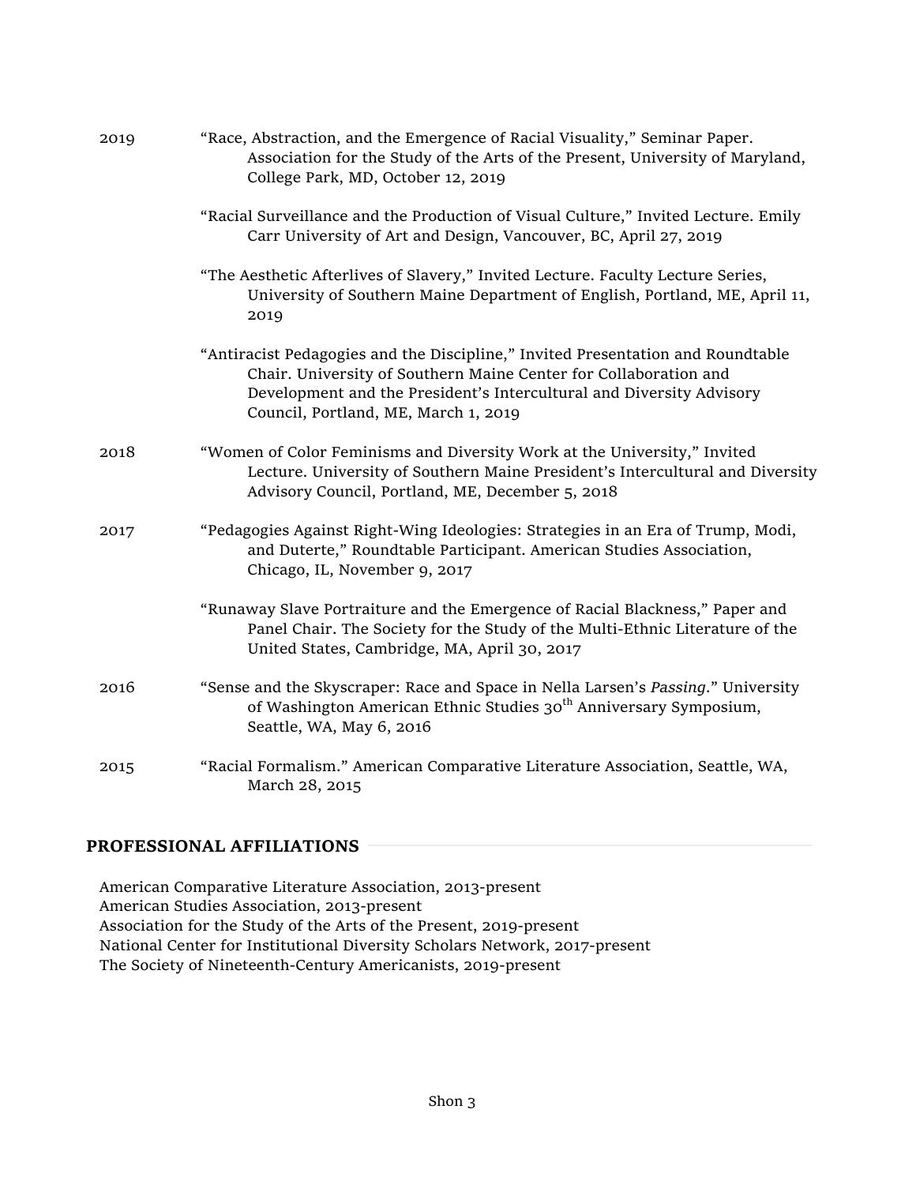2019 “Race, Abstraction, and the Emergence of Racial Visuality,” Seminar Paper. Association for the Study of the Arts of the Present, University of Maryland, College Park, MD, October 12, 2019

“Racial Surveillance and the Production of Visual Culture,” Invited Lecture. Emily Carr University of Art and Design, Vancouver, BC, April 27, 2019

“The Aesthetic Afterlives of Slavery,” Invited Lecture. Faculty Lecture Series, University of Southern Maine Department of English, Portland, ME, April 11, 2019

“Antiracist Pedagogies and the Discipline,” Invited Presentation and Roundtable Chair. University of Southern Maine Center for Collaboration and Development and the President’s Intercultural and Diversity Advisory Council, Portland, ME, March 1, 2019

2018 “Women of Color Feminisms and Diversity Work at the University,” Invited Lecture. University of Southern Maine President’s Intercultural and Diversity Advisory Council, Portland, ME, December 5, 2018

2017 “Pedagogies Against Right-Wing Ideologies: Strategies in an Era of Trump, Modi, and Duterte,” Roundtable Participant. American Studies Association, Chicago, IL, November 9, 2017

“Runaway Slave Portraiture and the Emergence of Racial Blackness,” Paper and Panel Chair. The Society for the Study of the Multi-Ethnic Literature of the United States, Cambridge, MA, April 30, 2017

2016 “Sense and the Skyscraper: Race and Space in Nella Larsen’s *Passing*.” University of Washington American Ethnic Studies 30th Anniversary Symposium, Seattle, WA, May 6, 2016

2015 “Racial Formalism.” American Comparative Literature Association, Seattle, WA, March 28, 2015

## PROFESSIONAL AFFILIATIONS

American Comparative Literature Association, 2013-present
American Studies Association, 2013-present
Association for the Study of the Arts of the Present, 2019-present
National Center for Institutional Diversity Scholars Network, 2017-present
The Society of Nineteenth-Century Americanists, 2019-present